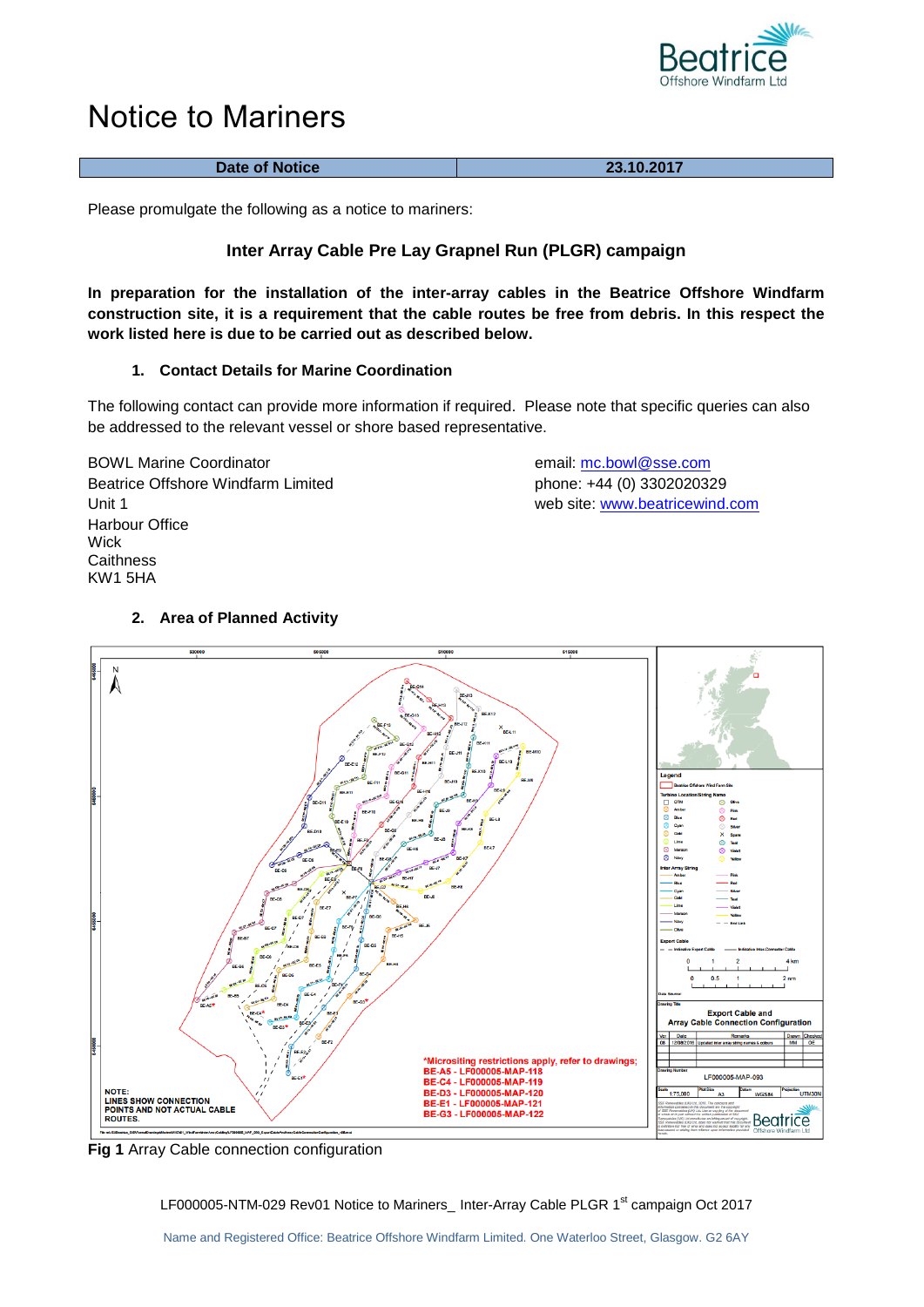# Notice to Mariners

| Date of Notice | 23.10.2017 |
|---|---|

Please promulgate the following as a notice to mariners:

**Inter Array Cable Pre Lay Grapnel Run (PLGR) campaign**

**In preparation for the installation of the inter-array cables in the Beatrice Offshore Windfarm construction site, it is a requirement that the cable routes be free from debris. In this respect the work listed here is due to be carried out as described below.**

## 1. Contact Details for Marine Coordination

The following contact can provide more information if required. Please note that specific queries can also be addressed to the relevant vessel or shore based representative.

BOWL Marine Coordinator
Beatrice Offshore Windfarm Limited
Unit 1
Harbour Office
Wick
Caithness
KW1 5HA

email: mc.bowl@sse.com
phone: +44 (0) 3302020329
web site: www.beatricewind.com

## 2. Area of Planned Activity

*Micrositing restrictions apply, refer to drawings;
BE-A5 - LF000005-MAP-118
BE-C4 - LF000005-MAP-119
BE-D3 - LF000005-MAP-120
BE-E1 - LF000005-MAP-121
BE-G3 - LF000005-MAP-122

NOTE:
LINES SHOW CONNECTION POINTS AND NOT ACTUAL CABLE ROUTES.

Export Cable and Array Cable Connection Configuration
LF000005-MAP-093

**Fig 1** Array Cable connection configuration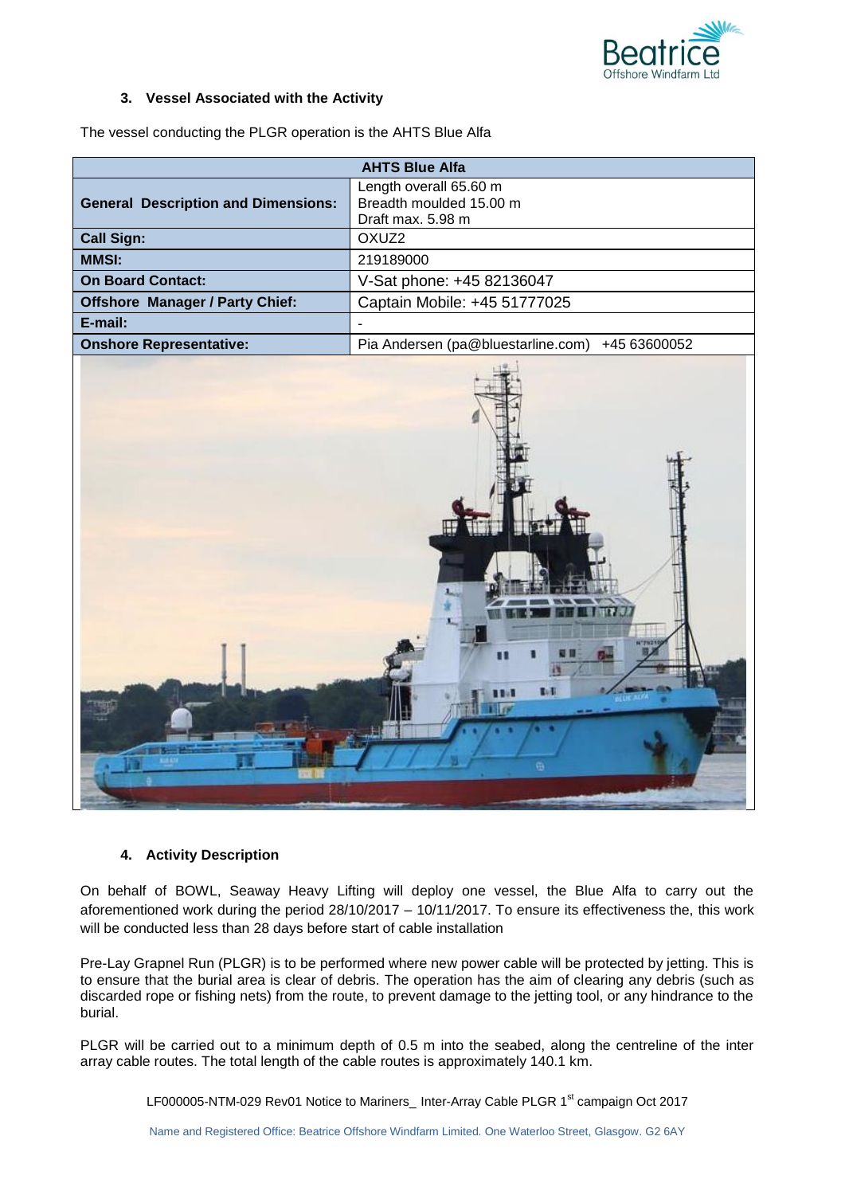### 3. Vessel Associated with the Activity

The vessel conducting the PLGR operation is the AHTS Blue Alfa

| AHTS Blue Alfa | |
|---|---|
| **General Description and Dimensions:** | Length overall 65.60 m<br>Breadth moulded 15.00 m<br>Draft max. 5.98 m |
| **Call Sign:** | OXUZ2 |
| **MMSI:** | 219189000 |
| **On Board Contact:** | V-Sat phone: +45 82136047 |
| **Offshore Manager / Party Chief:** | Captain Mobile: +45 51777025 |
| **E-mail:** | - |
| **Onshore Representative:** | Pia Andersen (pa@bluestarline.com) +45 63600052 |

### 4. Activity Description

On behalf of BOWL, Seaway Heavy Lifting will deploy one vessel, the Blue Alfa to carry out the aforementioned work during the period 28/10/2017 – 10/11/2017. To ensure its effectiveness the, this work will be conducted less than 28 days before start of cable installation

Pre-Lay Grapnel Run (PLGR) is to be performed where new power cable will be protected by jetting. This is to ensure that the burial area is clear of debris. The operation has the aim of clearing any debris (such as discarded rope or fishing nets) from the route, to prevent damage to the jetting tool, or any hindrance to the burial.

PLGR will be carried out to a minimum depth of 0.5 m into the seabed, along the centreline of the inter array cable routes. The total length of the cable routes is approximately 140.1 km.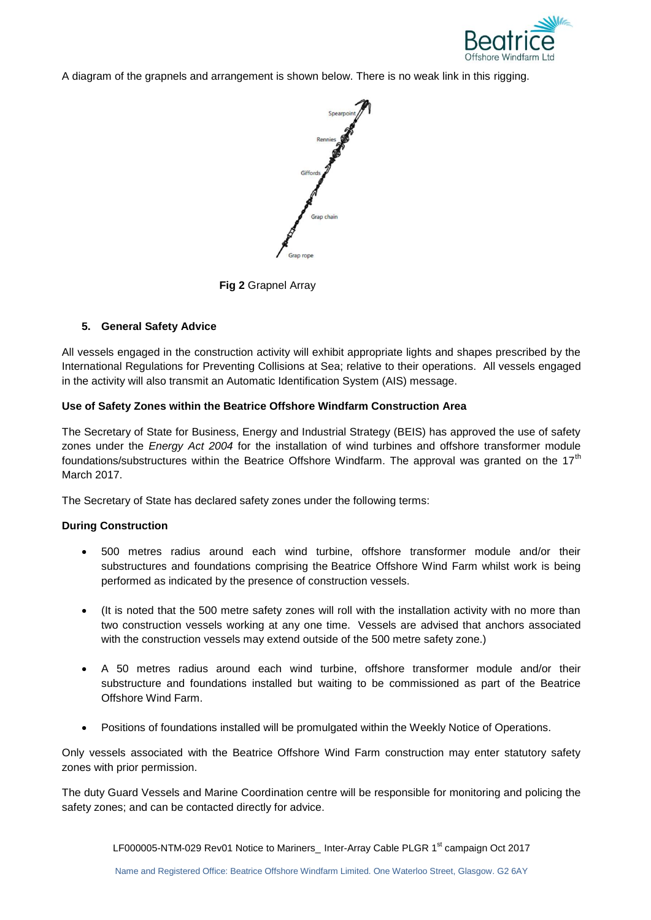A diagram of the grapnels and arrangement is shown below. There is no weak link in this rigging.

**Fig 2** Grapnel Array

### 5. General Safety Advice

All vessels engaged in the construction activity will exhibit appropriate lights and shapes prescribed by the International Regulations for Preventing Collisions at Sea; relative to their operations. All vessels engaged in the activity will also transmit an Automatic Identification System (AIS) message.

**Use of Safety Zones within the Beatrice Offshore Windfarm Construction Area**

The Secretary of State for Business, Energy and Industrial Strategy (BEIS) has approved the use of safety zones under the *Energy Act 2004* for the installation of wind turbines and offshore transformer module foundations/substructures within the Beatrice Offshore Windfarm. The approval was granted on the 17th March 2017.

The Secretary of State has declared safety zones under the following terms:

**During Construction**

- 500 metres radius around each wind turbine, offshore transformer module and/or their substructures and foundations comprising the Beatrice Offshore Wind Farm whilst work is being performed as indicated by the presence of construction vessels.
- (It is noted that the 500 metre safety zones will roll with the installation activity with no more than two construction vessels working at any one time. Vessels are advised that anchors associated with the construction vessels may extend outside of the 500 metre safety zone.)
- A 50 metres radius around each wind turbine, offshore transformer module and/or their substructure and foundations installed but waiting to be commissioned as part of the Beatrice Offshore Wind Farm.
- Positions of foundations installed will be promulgated within the Weekly Notice of Operations.

Only vessels associated with the Beatrice Offshore Wind Farm construction may enter statutory safety zones with prior permission.

The duty Guard Vessels and Marine Coordination centre will be responsible for monitoring and policing the safety zones; and can be contacted directly for advice.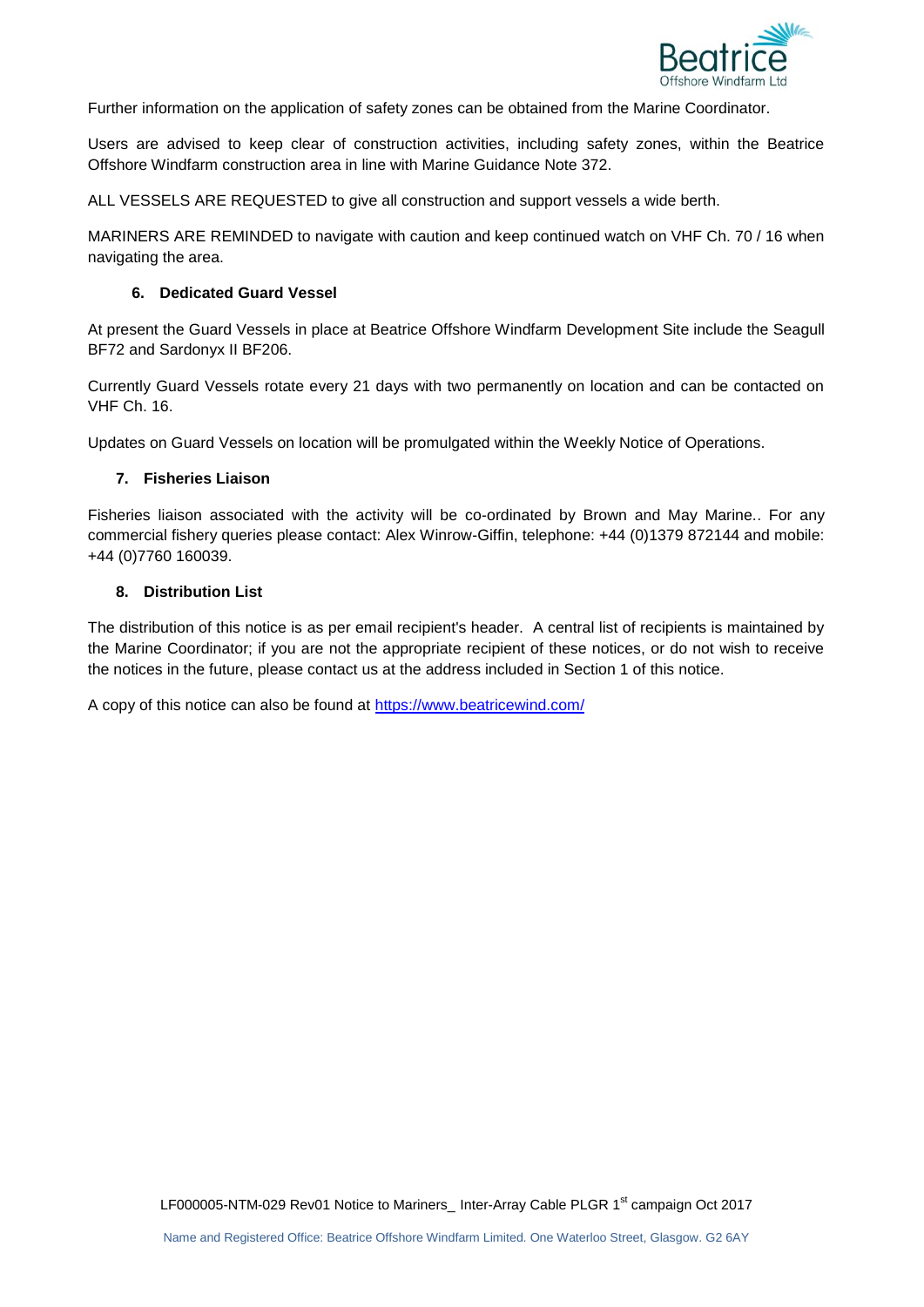Further information on the application of safety zones can be obtained from the Marine Coordinator.

Users are advised to keep clear of construction activities, including safety zones, within the Beatrice Offshore Windfarm construction area in line with Marine Guidance Note 372.

ALL VESSELS ARE REQUESTED to give all construction and support vessels a wide berth.

MARINERS ARE REMINDED to navigate with caution and keep continued watch on VHF Ch. 70 / 16 when navigating the area.

## 6. Dedicated Guard Vessel

At present the Guard Vessels in place at Beatrice Offshore Windfarm Development Site include the Seagull BF72 and Sardonyx II BF206.

Currently Guard Vessels rotate every 21 days with two permanently on location and can be contacted on VHF Ch. 16.

Updates on Guard Vessels on location will be promulgated within the Weekly Notice of Operations.

## 7. Fisheries Liaison

Fisheries liaison associated with the activity will be co-ordinated by Brown and May Marine.. For any commercial fishery queries please contact: Alex Winrow-Giffin, telephone: +44 (0)1379 872144 and mobile: +44 (0)7760 160039.

## 8. Distribution List

The distribution of this notice is as per email recipient's header. A central list of recipients is maintained by the Marine Coordinator; if you are not the appropriate recipient of these notices, or do not wish to receive the notices in the future, please contact us at the address included in Section 1 of this notice.

A copy of this notice can also be found at https://www.beatricewind.com/